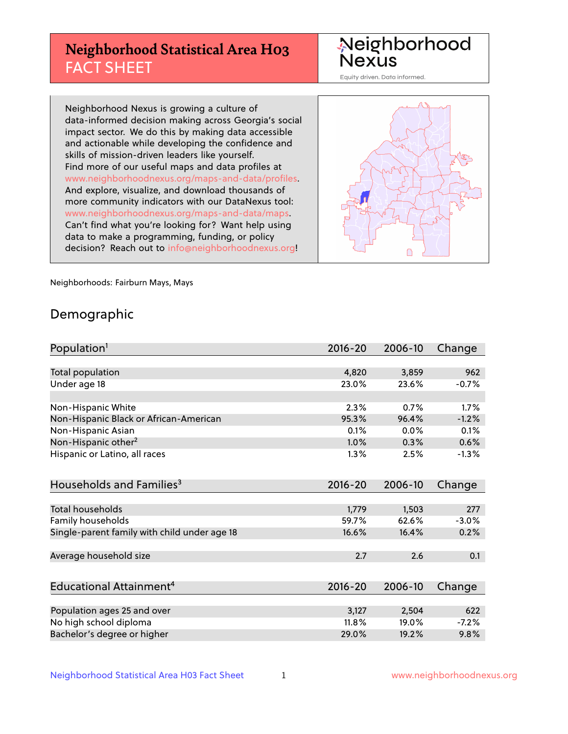# Neighborhood Statistical Area H03 FACT SHEET

Neighborhood Nexus

Equity driven. Data informed.

Neighborhood Nexus is growing a culture of data-informed decision making across Georgia's social impact sector. We do this by making data accessible and actionable while developing the confidence and skills of mission-driven leaders like yourself. Find more of our useful maps and data profiles at www.neighborhoodnexus.org/maps-and-data/profiles. And explore, visualize, and download thousands of more community indicators with our DataNexus tool: www.neighborhoodnexus.org/maps-and-data/maps. Can't find what you're looking for? Want help using data to make a programming, funding, or policy decision? Reach out to info@neighborhoodnexus.org!

Neighborhoods: Fairburn Mays, Mays

## Demographic

| Population[1] | 2016-20 | 2006-10 | Change |
|---|---|---|---|
| Total population | 4,820 | 3,859 | 962 |
| Under age 18 | 23.0% | 23.6% | -0.7% |
| | | | |
| Non-Hispanic White | 2.3% | 0.7% | 1.7% |
| Non-Hispanic Black or African-American | 95.3% | 96.4% | -1.2% |
| Non-Hispanic Asian | 0.1% | 0.0% | 0.1% |
| Non-Hispanic other[2] | 1.0% | 0.3% | 0.6% |
| Hispanic or Latino, all races | 1.3% | 2.5% | -1.3% |

| Households and Families[3] | 2016-20 | 2006-10 | Change |
|---|---|---|---|
| Total households | 1,779 | 1,503 | 277 |
| Family households | 59.7% | 62.6% | -3.0% |
| Single-parent family with child under age 18 | 16.6% | 16.4% | 0.2% |
| | | | |
| Average household size | 2.7 | 2.6 | 0.1 |

| Educational Attainment[4] | 2016-20 | 2006-10 | Change |
|---|---|---|---|
| Population ages 25 and over | 3,127 | 2,504 | 622 |
| No high school diploma | 11.8% | 19.0% | -7.2% |
| Bachelor's degree or higher | 29.0% | 19.2% | 9.8% |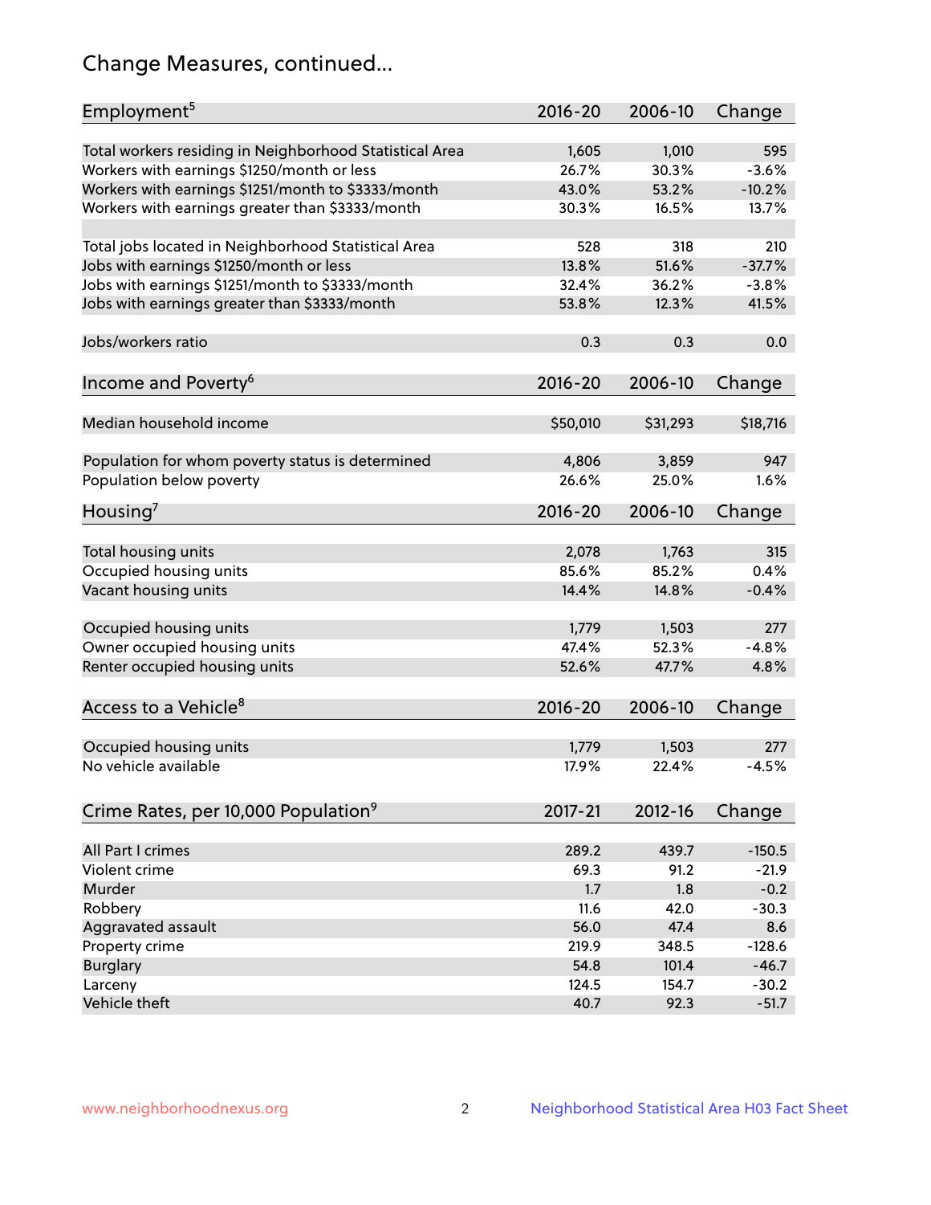# Change Measures, continued...

| Employment[5] | 2016-20 | 2006-10 | Change |
|---|---|---|---|
| Total workers residing in Neighborhood Statistical Area | 1,605 | 1,010 | 595 |
| Workers with earnings $1250/month or less | 26.7% | 30.3% | -3.6% |
| Workers with earnings $1251/month to $3333/month | 43.0% | 53.2% | -10.2% |
| Workers with earnings greater than $3333/month | 30.3% | 16.5% | 13.7% |
| | | | |
| Total jobs located in Neighborhood Statistical Area | 528 | 318 | 210 |
| Jobs with earnings $1250/month or less | 13.8% | 51.6% | -37.7% |
| Jobs with earnings $1251/month to $3333/month | 32.4% | 36.2% | -3.8% |
| Jobs with earnings greater than $3333/month | 53.8% | 12.3% | 41.5% |
| | | | |
| Jobs/workers ratio | 0.3 | 0.3 | 0.0 |

| Income and Poverty[6] | 2016-20 | 2006-10 | Change |
|---|---|---|---|
| Median household income | $50,010 | $31,293 | $18,716 |
| | | | |
| Population for whom poverty status is determined | 4,806 | 3,859 | 947 |
| Population below poverty | 26.6% | 25.0% | 1.6% |

| Housing[7] | 2016-20 | 2006-10 | Change |
|---|---|---|---|
| Total housing units | 2,078 | 1,763 | 315 |
| Occupied housing units | 85.6% | 85.2% | 0.4% |
| Vacant housing units | 14.4% | 14.8% | -0.4% |
| | | | |
| Occupied housing units | 1,779 | 1,503 | 277 |
| Owner occupied housing units | 47.4% | 52.3% | -4.8% |
| Renter occupied housing units | 52.6% | 47.7% | 4.8% |

| Access to a Vehicle[8] | 2016-20 | 2006-10 | Change |
|---|---|---|---|
| Occupied housing units | 1,779 | 1,503 | 277 |
| No vehicle available | 17.9% | 22.4% | -4.5% |

| Crime Rates, per 10,000 Population[9] | 2017-21 | 2012-16 | Change |
|---|---|---|---|
| All Part I crimes | 289.2 | 439.7 | -150.5 |
| Violent crime | 69.3 | 91.2 | -21.9 |
| Murder | 1.7 | 1.8 | -0.2 |
| Robbery | 11.6 | 42.0 | -30.3 |
| Aggravated assault | 56.0 | 47.4 | 8.6 |
| Property crime | 219.9 | 348.5 | -128.6 |
| Burglary | 54.8 | 101.4 | -46.7 |
| Larceny | 124.5 | 154.7 | -30.2 |
| Vehicle theft | 40.7 | 92.3 | -51.7 |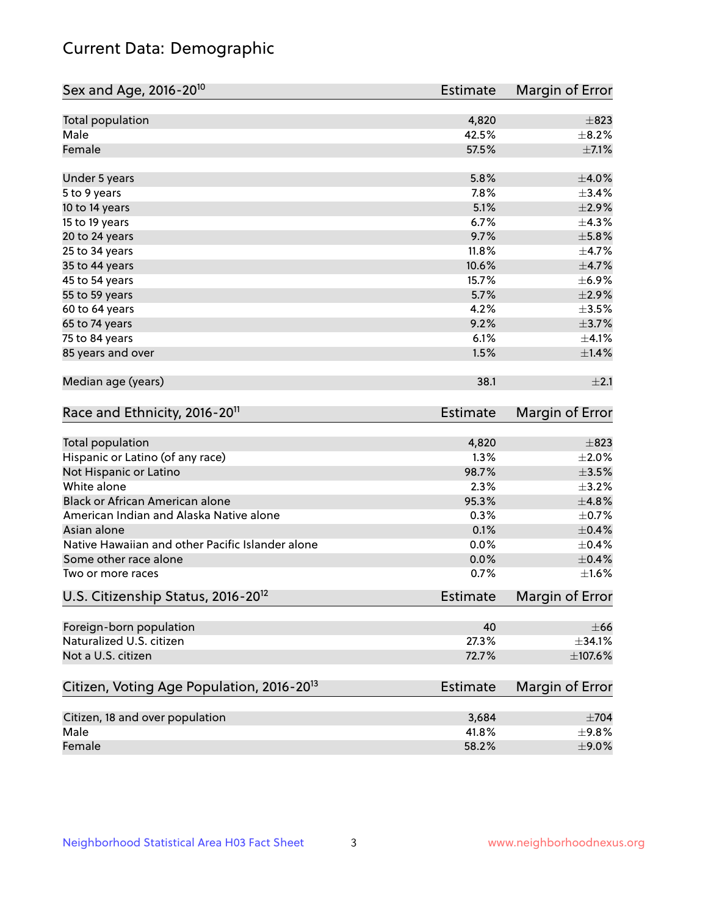## Current Data: Demographic

| Sex and Age, 2016-20[10] | Estimate | Margin of Error |
|---|---|---|
| Total population | 4,820 | ±823 |
| Male | 42.5% | ±8.2% |
| Female | 57.5% | ±7.1% |
| Under 5 years | 5.8% | ±4.0% |
| 5 to 9 years | 7.8% | ±3.4% |
| 10 to 14 years | 5.1% | ±2.9% |
| 15 to 19 years | 6.7% | ±4.3% |
| 20 to 24 years | 9.7% | ±5.8% |
| 25 to 34 years | 11.8% | ±4.7% |
| 35 to 44 years | 10.6% | ±4.7% |
| 45 to 54 years | 15.7% | ±6.9% |
| 55 to 59 years | 5.7% | ±2.9% |
| 60 to 64 years | 4.2% | ±3.5% |
| 65 to 74 years | 9.2% | ±3.7% |
| 75 to 84 years | 6.1% | ±4.1% |
| 85 years and over | 1.5% | ±1.4% |
| Median age (years) | 38.1 | ±2.1 |

| Race and Ethnicity, 2016-20[11] | Estimate | Margin of Error |
|---|---|---|
| Total population | 4,820 | ±823 |
| Hispanic or Latino (of any race) | 1.3% | ±2.0% |
| Not Hispanic or Latino | 98.7% | ±3.5% |
| White alone | 2.3% | ±3.2% |
| Black or African American alone | 95.3% | ±4.8% |
| American Indian and Alaska Native alone | 0.3% | ±0.7% |
| Asian alone | 0.1% | ±0.4% |
| Native Hawaiian and other Pacific Islander alone | 0.0% | ±0.4% |
| Some other race alone | 0.0% | ±0.4% |
| Two or more races | 0.7% | ±1.6% |

| U.S. Citizenship Status, 2016-20[12] | Estimate | Margin of Error |
|---|---|---|
| Foreign-born population | 40 | ±66 |
| Naturalized U.S. citizen | 27.3% | ±34.1% |
| Not a U.S. citizen | 72.7% | ±107.6% |

| Citizen, Voting Age Population, 2016-20[13] | Estimate | Margin of Error |
|---|---|---|
| Citizen, 18 and over population | 3,684 | ±704 |
| Male | 41.8% | ±9.8% |
| Female | 58.2% | ±9.0% |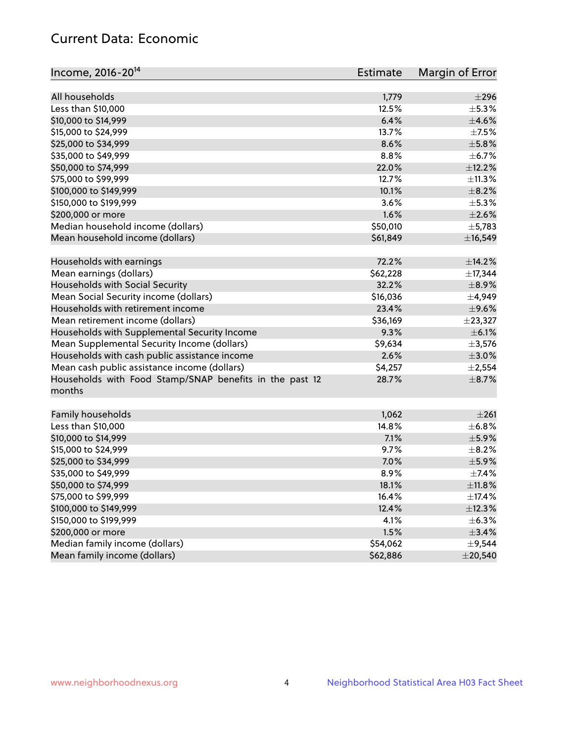## Current Data: Economic

| Income, 2016-20[14] | Estimate | Margin of Error |
|---|---|---|
| All households | 1,779 | ±296 |
| Less than $10,000 | 12.5% | ±5.3% |
| $10,000 to $14,999 | 6.4% | ±4.6% |
| $15,000 to $24,999 | 13.7% | ±7.5% |
| $25,000 to $34,999 | 8.6% | ±5.8% |
| $35,000 to $49,999 | 8.8% | ±6.7% |
| $50,000 to $74,999 | 22.0% | ±12.2% |
| $75,000 to $99,999 | 12.7% | ±11.3% |
| $100,000 to $149,999 | 10.1% | ±8.2% |
| $150,000 to $199,999 | 3.6% | ±5.3% |
| $200,000 or more | 1.6% | ±2.6% |
| Median household income (dollars) | $50,010 | ±5,783 |
| Mean household income (dollars) | $61,849 | ±16,549 |
| | | |
| Households with earnings | 72.2% | ±14.2% |
| Mean earnings (dollars) | $62,228 | ±17,344 |
| Households with Social Security | 32.2% | ±8.9% |
| Mean Social Security income (dollars) | $16,036 | ±4,949 |
| Households with retirement income | 23.4% | ±9.6% |
| Mean retirement income (dollars) | $36,169 | ±23,327 |
| Households with Supplemental Security Income | 9.3% | ±6.1% |
| Mean Supplemental Security Income (dollars) | $9,634 | ±3,576 |
| Households with cash public assistance income | 2.6% | ±3.0% |
| Mean cash public assistance income (dollars) | $4,257 | ±2,554 |
| Households with Food Stamp/SNAP benefits in the past 12 months | 28.7% | ±8.7% |
| | | |
| Family households | 1,062 | ±261 |
| Less than $10,000 | 14.8% | ±6.8% |
| $10,000 to $14,999 | 7.1% | ±5.9% |
| $15,000 to $24,999 | 9.7% | ±8.2% |
| $25,000 to $34,999 | 7.0% | ±5.9% |
| $35,000 to $49,999 | 8.9% | ±7.4% |
| $50,000 to $74,999 | 18.1% | ±11.8% |
| $75,000 to $99,999 | 16.4% | ±17.4% |
| $100,000 to $149,999 | 12.4% | ±12.3% |
| $150,000 to $199,999 | 4.1% | ±6.3% |
| $200,000 or more | 1.5% | ±3.4% |
| Median family income (dollars) | $54,062 | ±9,544 |
| Mean family income (dollars) | $62,886 | ±20,540 |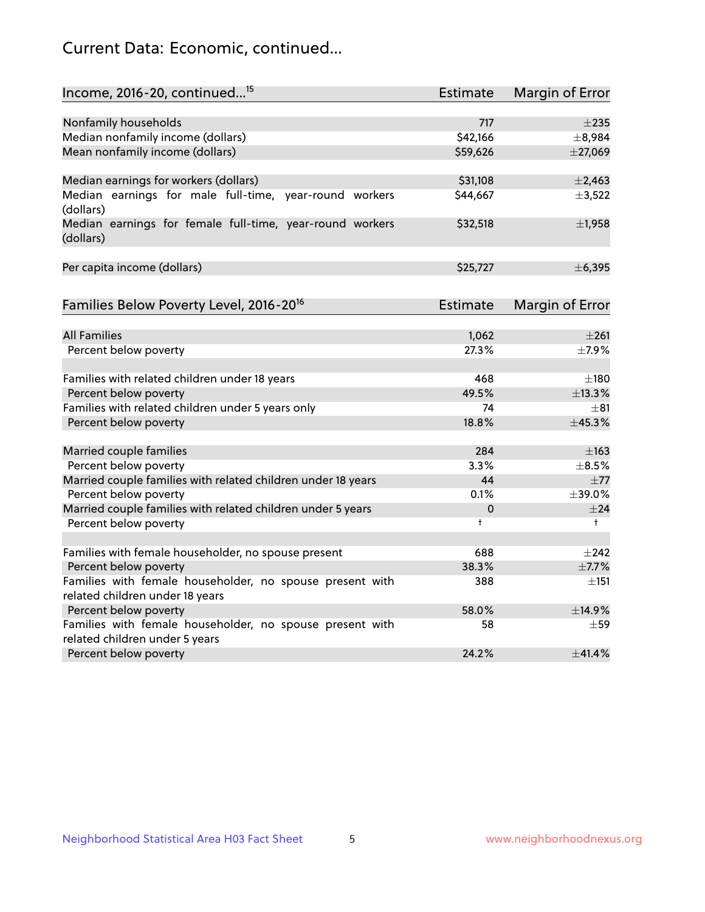## Current Data: Economic, continued...

| Income, 2016-20, continued...[15] | Estimate | Margin of Error |
|---|---|---|
| Nonfamily households | 717 | ±235 |
| Median nonfamily income (dollars) | $42,166 | ±8,984 |
| Mean nonfamily income (dollars) | $59,626 | ±27,069 |
| Median earnings for workers (dollars) | $31,108 | ±2,463 |
| Median earnings for male full-time, year-round workers (dollars) | $44,667 | ±3,522 |
| Median earnings for female full-time, year-round workers (dollars) | $32,518 | ±1,958 |
| Per capita income (dollars) | $25,727 | ±6,395 |

| Families Below Poverty Level, 2016-20[16] | Estimate | Margin of Error |
|---|---|---|
| All Families | 1,062 | ±261 |
| Percent below poverty | 27.3% | ±7.9% |
| Families with related children under 18 years | 468 | ±180 |
| Percent below poverty | 49.5% | ±13.3% |
| Families with related children under 5 years only | 74 | ±81 |
| Percent below poverty | 18.8% | ±45.3% |
| Married couple families | 284 | ±163 |
| Percent below poverty | 3.3% | ±8.5% |
| Married couple families with related children under 18 years | 44 | ±77 |
| Percent below poverty | 0.1% | ±39.0% |
| Married couple families with related children under 5 years | 0 | ±24 |
| Percent below poverty | † | † |
| Families with female householder, no spouse present | 688 | ±242 |
| Percent below poverty | 38.3% | ±7.7% |
| Families with female householder, no spouse present with related children under 18 years | 388 | ±151 |
| Percent below poverty | 58.0% | ±14.9% |
| Families with female householder, no spouse present with related children under 5 years | 58 | ±59 |
| Percent below poverty | 24.2% | ±41.4% |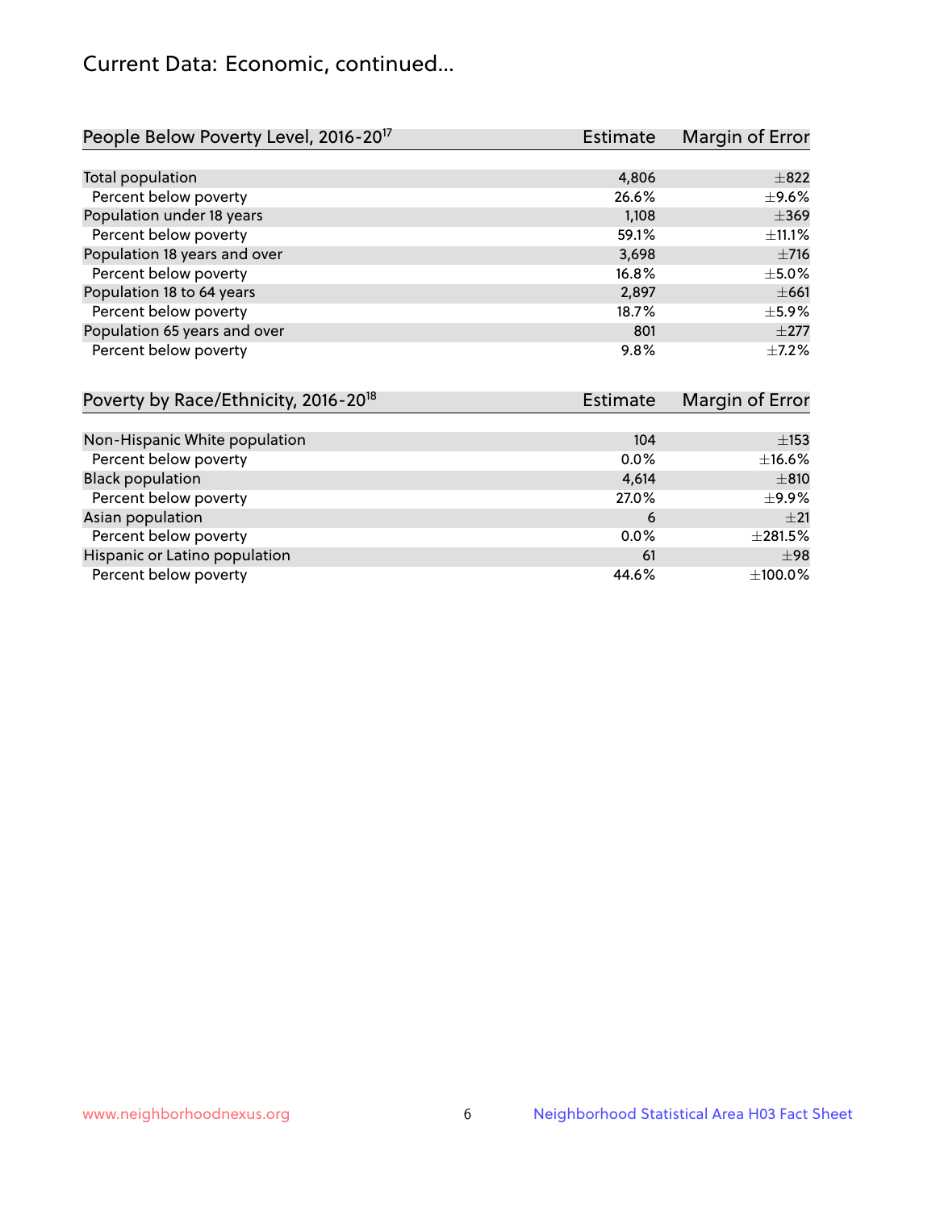# Current Data: Economic, continued...

| People Below Poverty Level, 2016-20[17] | Estimate | Margin of Error |
|---|---|---|
| Total population | 4,806 | ±822 |
| Percent below poverty | 26.6% | ±9.6% |
| Population under 18 years | 1,108 | ±369 |
| Percent below poverty | 59.1% | ±11.1% |
| Population 18 years and over | 3,698 | ±716 |
| Percent below poverty | 16.8% | ±5.0% |
| Population 18 to 64 years | 2,897 | ±661 |
| Percent below poverty | 18.7% | ±5.9% |
| Population 65 years and over | 801 | ±277 |
| Percent below poverty | 9.8% | ±7.2% |

| Poverty by Race/Ethnicity, 2016-20[18] | Estimate | Margin of Error |
|---|---|---|
| Non-Hispanic White population | 104 | ±153 |
| Percent below poverty | 0.0% | ±16.6% |
| Black population | 4,614 | ±810 |
| Percent below poverty | 27.0% | ±9.9% |
| Asian population | 6 | ±21 |
| Percent below poverty | 0.0% | ±281.5% |
| Hispanic or Latino population | 61 | ±98 |
| Percent below poverty | 44.6% | ±100.0% |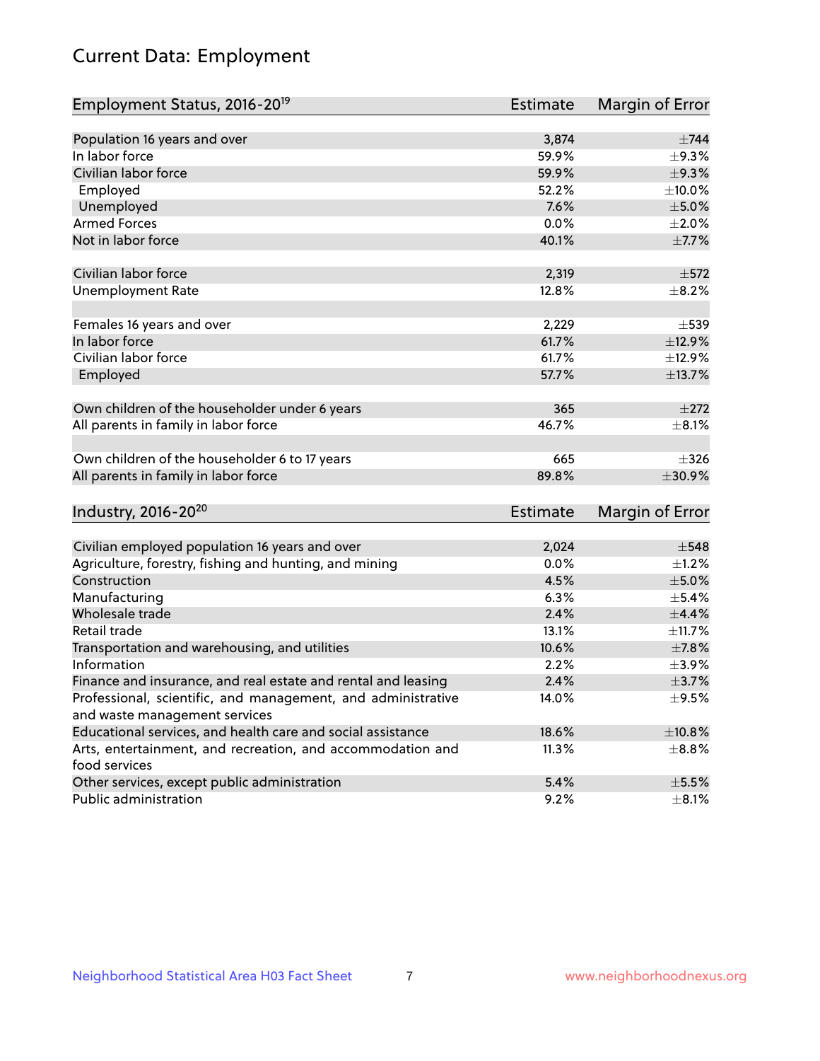# Current Data: Employment

| Employment Status, 2016-20[19] | Estimate | Margin of Error |
|---|---|---|
| Population 16 years and over | 3,874 | ±744 |
| In labor force | 59.9% | ±9.3% |
| Civilian labor force | 59.9% | ±9.3% |
| Employed | 52.2% | ±10.0% |
| Unemployed | 7.6% | ±5.0% |
| Armed Forces | 0.0% | ±2.0% |
| Not in labor force | 40.1% | ±7.7% |
| | | |
| Civilian labor force | 2,319 | ±572 |
| Unemployment Rate | 12.8% | ±8.2% |
| | | |
| Females 16 years and over | 2,229 | ±539 |
| In labor force | 61.7% | ±12.9% |
| Civilian labor force | 61.7% | ±12.9% |
| Employed | 57.7% | ±13.7% |
| | | |
| Own children of the householder under 6 years | 365 | ±272 |
| All parents in family in labor force | 46.7% | ±8.1% |
| | | |
| Own children of the householder 6 to 17 years | 665 | ±326 |
| All parents in family in labor force | 89.8% | ±30.9% |

| Industry, 2016-20[20] | Estimate | Margin of Error |
|---|---|---|
| Civilian employed population 16 years and over | 2,024 | ±548 |
| Agriculture, forestry, fishing and hunting, and mining | 0.0% | ±1.2% |
| Construction | 4.5% | ±5.0% |
| Manufacturing | 6.3% | ±5.4% |
| Wholesale trade | 2.4% | ±4.4% |
| Retail trade | 13.1% | ±11.7% |
| Transportation and warehousing, and utilities | 10.6% | ±7.8% |
| Information | 2.2% | ±3.9% |
| Finance and insurance, and real estate and rental and leasing | 2.4% | ±3.7% |
| Professional, scientific, and management, and administrative and waste management services | 14.0% | ±9.5% |
| Educational services, and health care and social assistance | 18.6% | ±10.8% |
| Arts, entertainment, and recreation, and accommodation and food services | 11.3% | ±8.8% |
| Other services, except public administration | 5.4% | ±5.5% |
| Public administration | 9.2% | ±8.1% |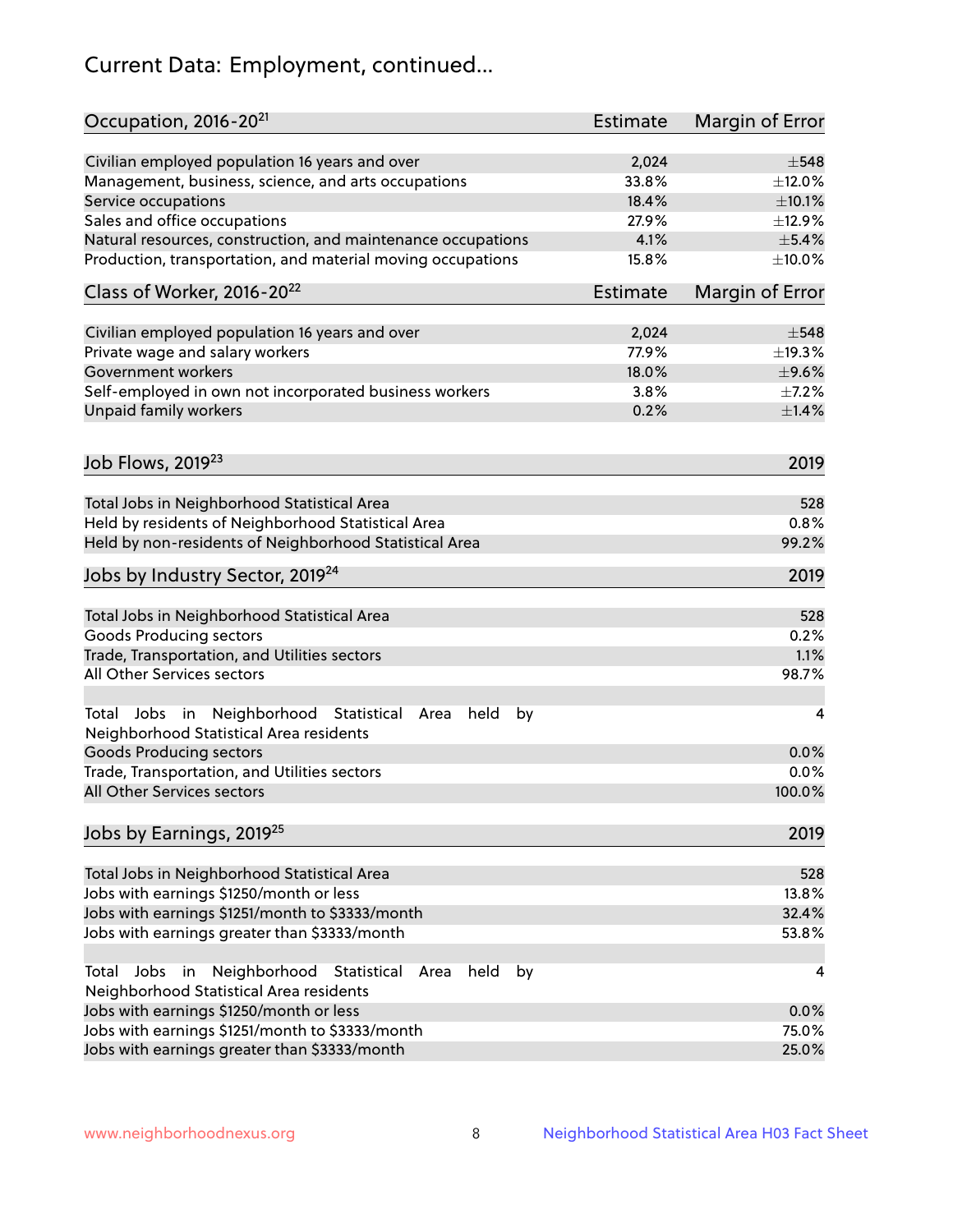# Current Data: Employment, continued...

| Occupation, 2016-20[21] | Estimate | Margin of Error |
|---|---|---|
| Civilian employed population 16 years and over | 2,024 | ±548 |
| Management, business, science, and arts occupations | 33.8% | ±12.0% |
| Service occupations | 18.4% | ±10.1% |
| Sales and office occupations | 27.9% | ±12.9% |
| Natural resources, construction, and maintenance occupations | 4.1% | ±5.4% |
| Production, transportation, and material moving occupations | 15.8% | ±10.0% |

| Class of Worker, 2016-20[22] | Estimate | Margin of Error |
|---|---|---|
| Civilian employed population 16 years and over | 2,024 | ±548 |
| Private wage and salary workers | 77.9% | ±19.3% |
| Government workers | 18.0% | ±9.6% |
| Self-employed in own not incorporated business workers | 3.8% | ±7.2% |
| Unpaid family workers | 0.2% | ±1.4% |

| Job Flows, 2019[23] | 2019 |
|---|---|
| Total Jobs in Neighborhood Statistical Area | 528 |
| Held by residents of Neighborhood Statistical Area | 0.8% |
| Held by non-residents of Neighborhood Statistical Area | 99.2% |

| Jobs by Industry Sector, 2019[24] | 2019 |
|---|---|
| Total Jobs in Neighborhood Statistical Area | 528 |
| Goods Producing sectors | 0.2% |
| Trade, Transportation, and Utilities sectors | 1.1% |
| All Other Services sectors | 98.7% |
| Total Jobs in Neighborhood Statistical Area held by Neighborhood Statistical Area residents | 4 |
| Goods Producing sectors | 0.0% |
| Trade, Transportation, and Utilities sectors | 0.0% |
| All Other Services sectors | 100.0% |

| Jobs by Earnings, 2019[25] | 2019 |
|---|---|
| Total Jobs in Neighborhood Statistical Area | 528 |
| Jobs with earnings $1250/month or less | 13.8% |
| Jobs with earnings $1251/month to $3333/month | 32.4% |
| Jobs with earnings greater than $3333/month | 53.8% |
| Total Jobs in Neighborhood Statistical Area held by Neighborhood Statistical Area residents | 4 |
| Jobs with earnings $1250/month or less | 0.0% |
| Jobs with earnings $1251/month to $3333/month | 75.0% |
| Jobs with earnings greater than $3333/month | 25.0% |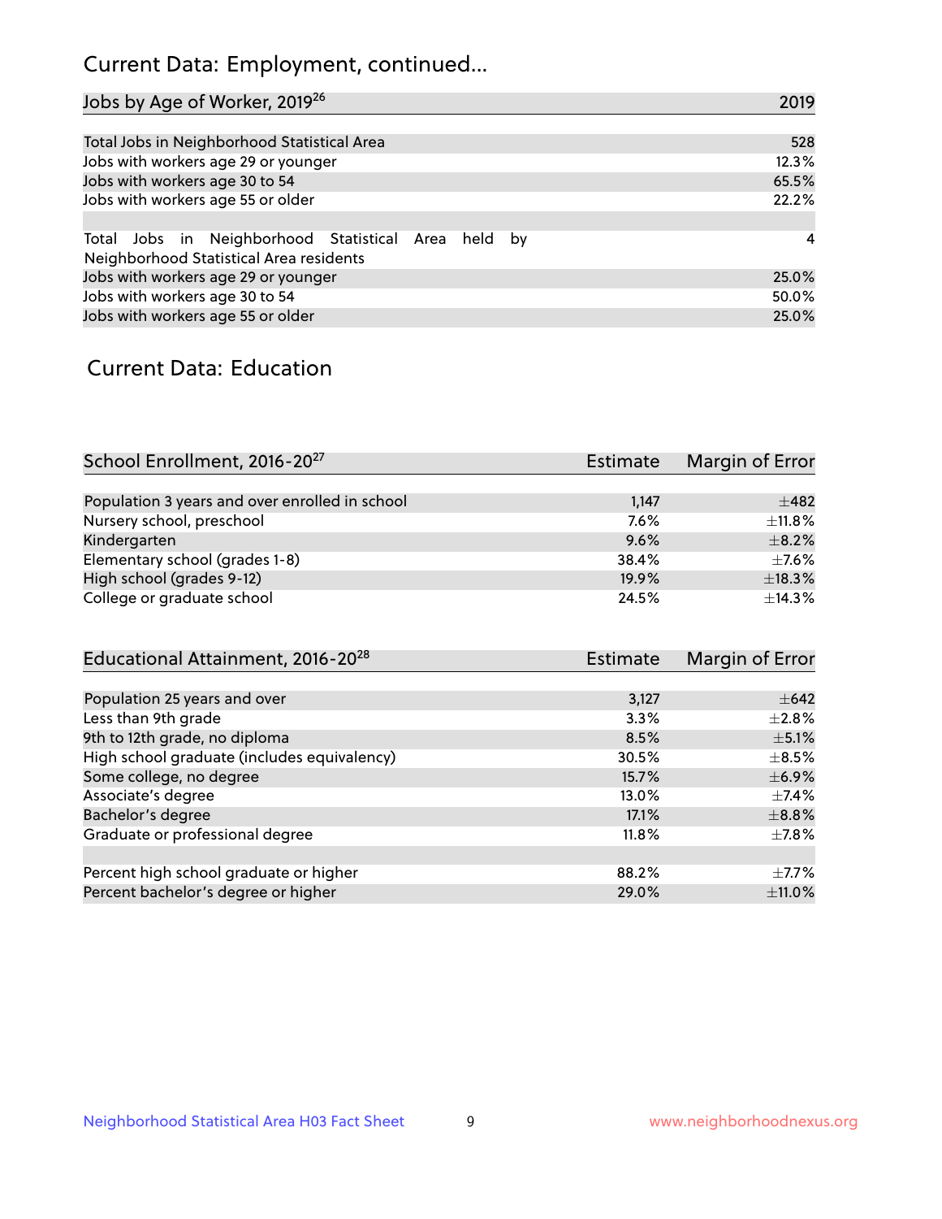# Current Data: Employment, continued...

| Jobs by Age of Worker, 2019[26] | 2019 |
|---|---|
| Total Jobs in Neighborhood Statistical Area | 528 |
| Jobs with workers age 29 or younger | 12.3% |
| Jobs with workers age 30 to 54 | 65.5% |
| Jobs with workers age 55 or older | 22.2% |
| | |
| Total Jobs in Neighborhood Statistical Area held by Neighborhood Statistical Area residents | 4 |
| Jobs with workers age 29 or younger | 25.0% |
| Jobs with workers age 30 to 54 | 50.0% |
| Jobs with workers age 55 or older | 25.0% |

# Current Data: Education

| School Enrollment, 2016-20[27] | Estimate | Margin of Error |
|---|---|---|
| Population 3 years and over enrolled in school | 1,147 | ±482 |
| Nursery school, preschool | 7.6% | ±11.8% |
| Kindergarten | 9.6% | ±8.2% |
| Elementary school (grades 1-8) | 38.4% | ±7.6% |
| High school (grades 9-12) | 19.9% | ±18.3% |
| College or graduate school | 24.5% | ±14.3% |

| Educational Attainment, 2016-20[28] | Estimate | Margin of Error |
|---|---|---|
| Population 25 years and over | 3,127 | ±642 |
| Less than 9th grade | 3.3% | ±2.8% |
| 9th to 12th grade, no diploma | 8.5% | ±5.1% |
| High school graduate (includes equivalency) | 30.5% | ±8.5% |
| Some college, no degree | 15.7% | ±6.9% |
| Associate's degree | 13.0% | ±7.4% |
| Bachelor's degree | 17.1% | ±8.8% |
| Graduate or professional degree | 11.8% | ±7.8% |
| | | |
| Percent high school graduate or higher | 88.2% | ±7.7% |
| Percent bachelor's degree or higher | 29.0% | ±11.0% |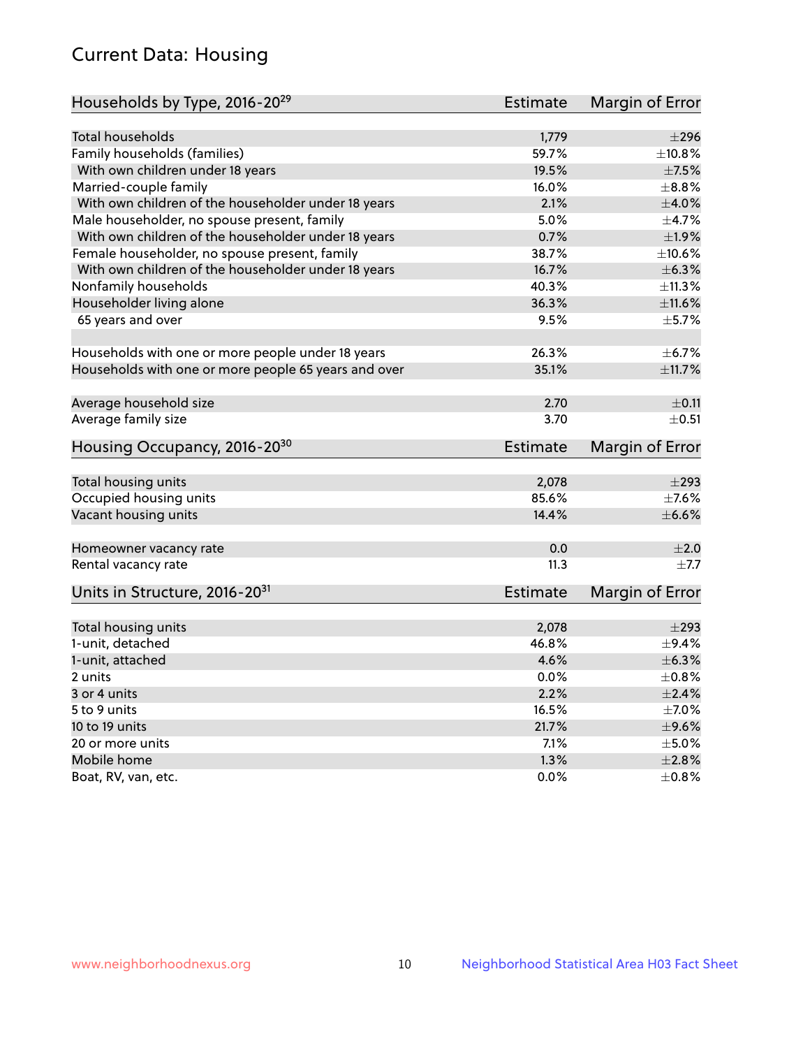# Current Data: Housing

| Households by Type, 2016-20[29] | Estimate | Margin of Error |
|---|---|---|
| Total households | 1,779 | ±296 |
| Family households (families) | 59.7% | ±10.8% |
| With own children under 18 years | 19.5% | ±7.5% |
| Married-couple family | 16.0% | ±8.8% |
| With own children of the householder under 18 years | 2.1% | ±4.0% |
| Male householder, no spouse present, family | 5.0% | ±4.7% |
| With own children of the householder under 18 years | 0.7% | ±1.9% |
| Female householder, no spouse present, family | 38.7% | ±10.6% |
| With own children of the householder under 18 years | 16.7% | ±6.3% |
| Nonfamily households | 40.3% | ±11.3% |
| Householder living alone | 36.3% | ±11.6% |
| 65 years and over | 9.5% | ±5.7% |
| Households with one or more people under 18 years | 26.3% | ±6.7% |
| Households with one or more people 65 years and over | 35.1% | ±11.7% |
| Average household size | 2.70 | ±0.11 |
| Average family size | 3.70 | ±0.51 |

| Housing Occupancy, 2016-20[30] | Estimate | Margin of Error |
|---|---|---|
| Total housing units | 2,078 | ±293 |
| Occupied housing units | 85.6% | ±7.6% |
| Vacant housing units | 14.4% | ±6.6% |
| Homeowner vacancy rate | 0.0 | ±2.0 |
| Rental vacancy rate | 11.3 | ±7.7 |

| Units in Structure, 2016-20[31] | Estimate | Margin of Error |
|---|---|---|
| Total housing units | 2,078 | ±293 |
| 1-unit, detached | 46.8% | ±9.4% |
| 1-unit, attached | 4.6% | ±6.3% |
| 2 units | 0.0% | ±0.8% |
| 3 or 4 units | 2.2% | ±2.4% |
| 5 to 9 units | 16.5% | ±7.0% |
| 10 to 19 units | 21.7% | ±9.6% |
| 20 or more units | 7.1% | ±5.0% |
| Mobile home | 1.3% | ±2.8% |
| Boat, RV, van, etc. | 0.0% | ±0.8% |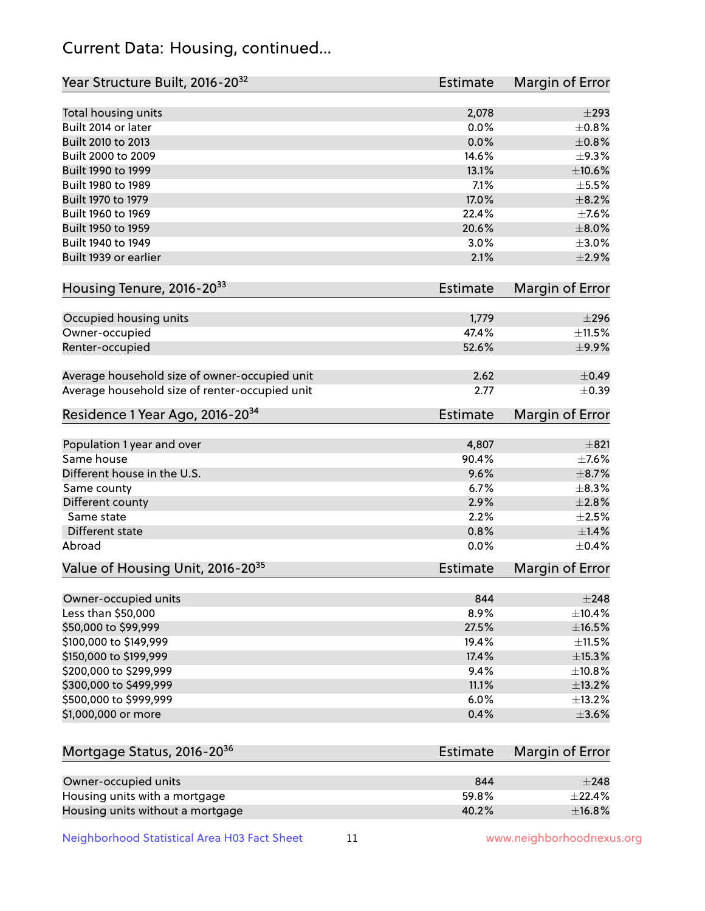## Current Data: Housing, continued...

| Year Structure Built, 2016-20[32] | Estimate | Margin of Error |
|---|---|---|
| Total housing units | 2,078 | ±293 |
| Built 2014 or later | 0.0% | ±0.8% |
| Built 2010 to 2013 | 0.0% | ±0.8% |
| Built 2000 to 2009 | 14.6% | ±9.3% |
| Built 1990 to 1999 | 13.1% | ±10.6% |
| Built 1980 to 1989 | 7.1% | ±5.5% |
| Built 1970 to 1979 | 17.0% | ±8.2% |
| Built 1960 to 1969 | 22.4% | ±7.6% |
| Built 1950 to 1959 | 20.6% | ±8.0% |
| Built 1940 to 1949 | 3.0% | ±3.0% |
| Built 1939 or earlier | 2.1% | ±2.9% |

| Housing Tenure, 2016-20[33] | Estimate | Margin of Error |
|---|---|---|
| Occupied housing units | 1,779 | ±296 |
| Owner-occupied | 47.4% | ±11.5% |
| Renter-occupied | 52.6% | ±9.9% |
| Average household size of owner-occupied unit | 2.62 | ±0.49 |
| Average household size of renter-occupied unit | 2.77 | ±0.39 |

| Residence 1 Year Ago, 2016-20[34] | Estimate | Margin of Error |
|---|---|---|
| Population 1 year and over | 4,807 | ±821 |
| Same house | 90.4% | ±7.6% |
| Different house in the U.S. | 9.6% | ±8.7% |
| Same county | 6.7% | ±8.3% |
| Different county | 2.9% | ±2.8% |
| Same state | 2.2% | ±2.5% |
| Different state | 0.8% | ±1.4% |
| Abroad | 0.0% | ±0.4% |

| Value of Housing Unit, 2016-20[35] | Estimate | Margin of Error |
|---|---|---|
| Owner-occupied units | 844 | ±248 |
| Less than $50,000 | 8.9% | ±10.4% |
| $50,000 to $99,999 | 27.5% | ±16.5% |
| $100,000 to $149,999 | 19.4% | ±11.5% |
| $150,000 to $199,999 | 17.4% | ±15.3% |
| $200,000 to $299,999 | 9.4% | ±10.8% |
| $300,000 to $499,999 | 11.1% | ±13.2% |
| $500,000 to $999,999 | 6.0% | ±13.2% |
| $1,000,000 or more | 0.4% | ±3.6% |

| Mortgage Status, 2016-20[36] | Estimate | Margin of Error |
|---|---|---|
| Owner-occupied units | 844 | ±248 |
| Housing units with a mortgage | 59.8% | ±22.4% |
| Housing units without a mortgage | 40.2% | ±16.8% |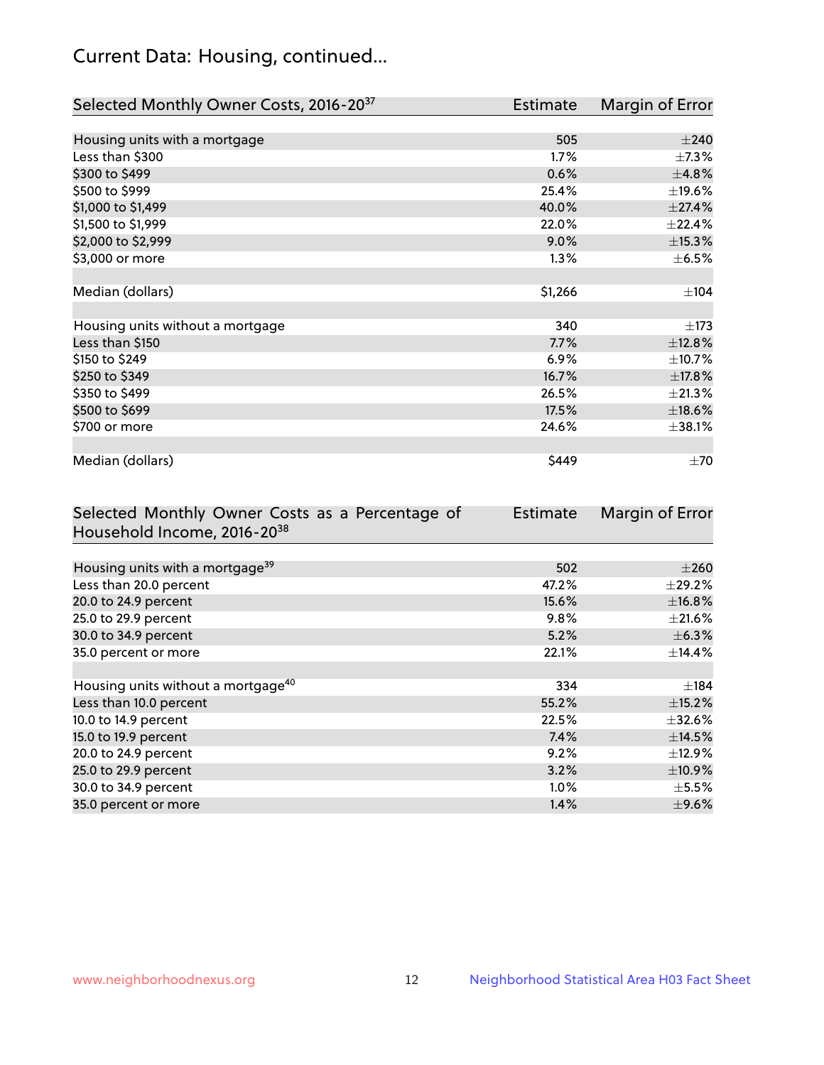# Current Data: Housing, continued...

| Selected Monthly Owner Costs, 2016-20[37] | Estimate | Margin of Error |
|---|---|---|
| Housing units with a mortgage | 505 | ±240 |
| Less than $300 | 1.7% | ±7.3% |
| $300 to $499 | 0.6% | ±4.8% |
| $500 to $999 | 25.4% | ±19.6% |
| $1,000 to $1,499 | 40.0% | ±27.4% |
| $1,500 to $1,999 | 22.0% | ±22.4% |
| $2,000 to $2,999 | 9.0% | ±15.3% |
| $3,000 or more | 1.3% | ±6.5% |
| Median (dollars) | $1,266 | ±104 |
| Housing units without a mortgage | 340 | ±173 |
| Less than $150 | 7.7% | ±12.8% |
| $150 to $249 | 6.9% | ±10.7% |
| $250 to $349 | 16.7% | ±17.8% |
| $350 to $499 | 26.5% | ±21.3% |
| $500 to $699 | 17.5% | ±18.6% |
| $700 or more | 24.6% | ±38.1% |
| Median (dollars) | $449 | ±70 |

| Selected Monthly Owner Costs as a Percentage of Household Income, 2016-20[38] | Estimate | Margin of Error |
|---|---|---|
| Housing units with a mortgage[39] | 502 | ±260 |
| Less than 20.0 percent | 47.2% | ±29.2% |
| 20.0 to 24.9 percent | 15.6% | ±16.8% |
| 25.0 to 29.9 percent | 9.8% | ±21.6% |
| 30.0 to 34.9 percent | 5.2% | ±6.3% |
| 35.0 percent or more | 22.1% | ±14.4% |
| Housing units without a mortgage[40] | 334 | ±184 |
| Less than 10.0 percent | 55.2% | ±15.2% |
| 10.0 to 14.9 percent | 22.5% | ±32.6% |
| 15.0 to 19.9 percent | 7.4% | ±14.5% |
| 20.0 to 24.9 percent | 9.2% | ±12.9% |
| 25.0 to 29.9 percent | 3.2% | ±10.9% |
| 30.0 to 34.9 percent | 1.0% | ±5.5% |
| 35.0 percent or more | 1.4% | ±9.6% |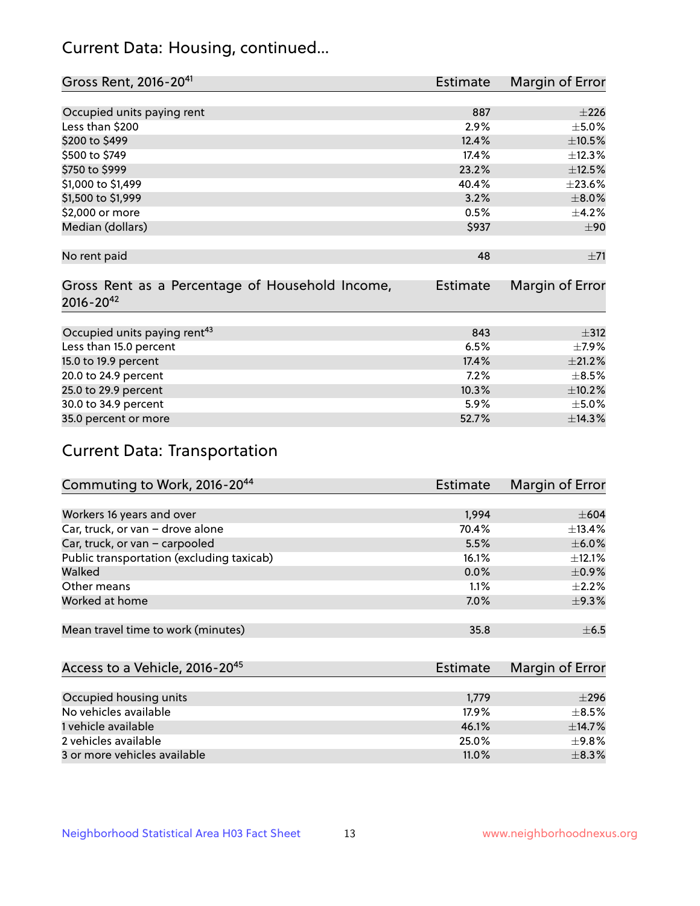## Current Data: Housing, continued...

| Gross Rent, 2016-20[41] | Estimate | Margin of Error |
|---|---|---|
| Occupied units paying rent | 887 | ±226 |
| Less than $200 | 2.9% | ±5.0% |
| $200 to $499 | 12.4% | ±10.5% |
| $500 to $749 | 17.4% | ±12.3% |
| $750 to $999 | 23.2% | ±12.5% |
| $1,000 to $1,499 | 40.4% | ±23.6% |
| $1,500 to $1,999 | 3.2% | ±8.0% |
| $2,000 or more | 0.5% | ±4.2% |
| Median (dollars) | $937 | ±90 |
| No rent paid | 48 | ±71 |

| Gross Rent as a Percentage of Household Income, 2016-20[42] | Estimate | Margin of Error |
|---|---|---|
| Occupied units paying rent[43] | 843 | ±312 |
| Less than 15.0 percent | 6.5% | ±7.9% |
| 15.0 to 19.9 percent | 17.4% | ±21.2% |
| 20.0 to 24.9 percent | 7.2% | ±8.5% |
| 25.0 to 29.9 percent | 10.3% | ±10.2% |
| 30.0 to 34.9 percent | 5.9% | ±5.0% |
| 35.0 percent or more | 52.7% | ±14.3% |

## Current Data: Transportation

| Commuting to Work, 2016-20[44] | Estimate | Margin of Error |
|---|---|---|
| Workers 16 years and over | 1,994 | ±604 |
| Car, truck, or van – drove alone | 70.4% | ±13.4% |
| Car, truck, or van – carpooled | 5.5% | ±6.0% |
| Public transportation (excluding taxicab) | 16.1% | ±12.1% |
| Walked | 0.0% | ±0.9% |
| Other means | 1.1% | ±2.2% |
| Worked at home | 7.0% | ±9.3% |
| Mean travel time to work (minutes) | 35.8 | ±6.5 |

| Access to a Vehicle, 2016-20[45] | Estimate | Margin of Error |
|---|---|---|
| Occupied housing units | 1,779 | ±296 |
| No vehicles available | 17.9% | ±8.5% |
| 1 vehicle available | 46.1% | ±14.7% |
| 2 vehicles available | 25.0% | ±9.8% |
| 3 or more vehicles available | 11.0% | ±8.3% |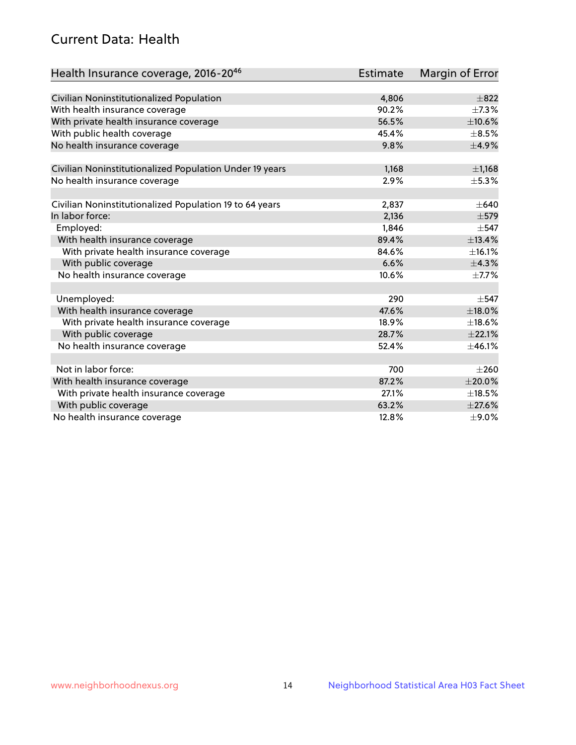## Current Data: Health

| Health Insurance coverage, 2016-20[46] | Estimate | Margin of Error |
|---|---|---|
| Civilian Noninstitutionalized Population | 4,806 | ±822 |
| With health insurance coverage | 90.2% | ±7.3% |
| With private health insurance coverage | 56.5% | ±10.6% |
| With public health coverage | 45.4% | ±8.5% |
| No health insurance coverage | 9.8% | ±4.9% |
| | | |
| Civilian Noninstitutionalized Population Under 19 years | 1,168 | ±1,168 |
| No health insurance coverage | 2.9% | ±5.3% |
| | | |
| Civilian Noninstitutionalized Population 19 to 64 years | 2,837 | ±640 |
| In labor force: | 2,136 | ±579 |
| Employed: | 1,846 | ±547 |
| With health insurance coverage | 89.4% | ±13.4% |
| With private health insurance coverage | 84.6% | ±16.1% |
| With public coverage | 6.6% | ±4.3% |
| No health insurance coverage | 10.6% | ±7.7% |
| | | |
| Unemployed: | 290 | ±547 |
| With health insurance coverage | 47.6% | ±18.0% |
| With private health insurance coverage | 18.9% | ±18.6% |
| With public coverage | 28.7% | ±22.1% |
| No health insurance coverage | 52.4% | ±46.1% |
| | | |
| Not in labor force: | 700 | ±260 |
| With health insurance coverage | 87.2% | ±20.0% |
| With private health insurance coverage | 27.1% | ±18.5% |
| With public coverage | 63.2% | ±27.6% |
| No health insurance coverage | 12.8% | ±9.0% |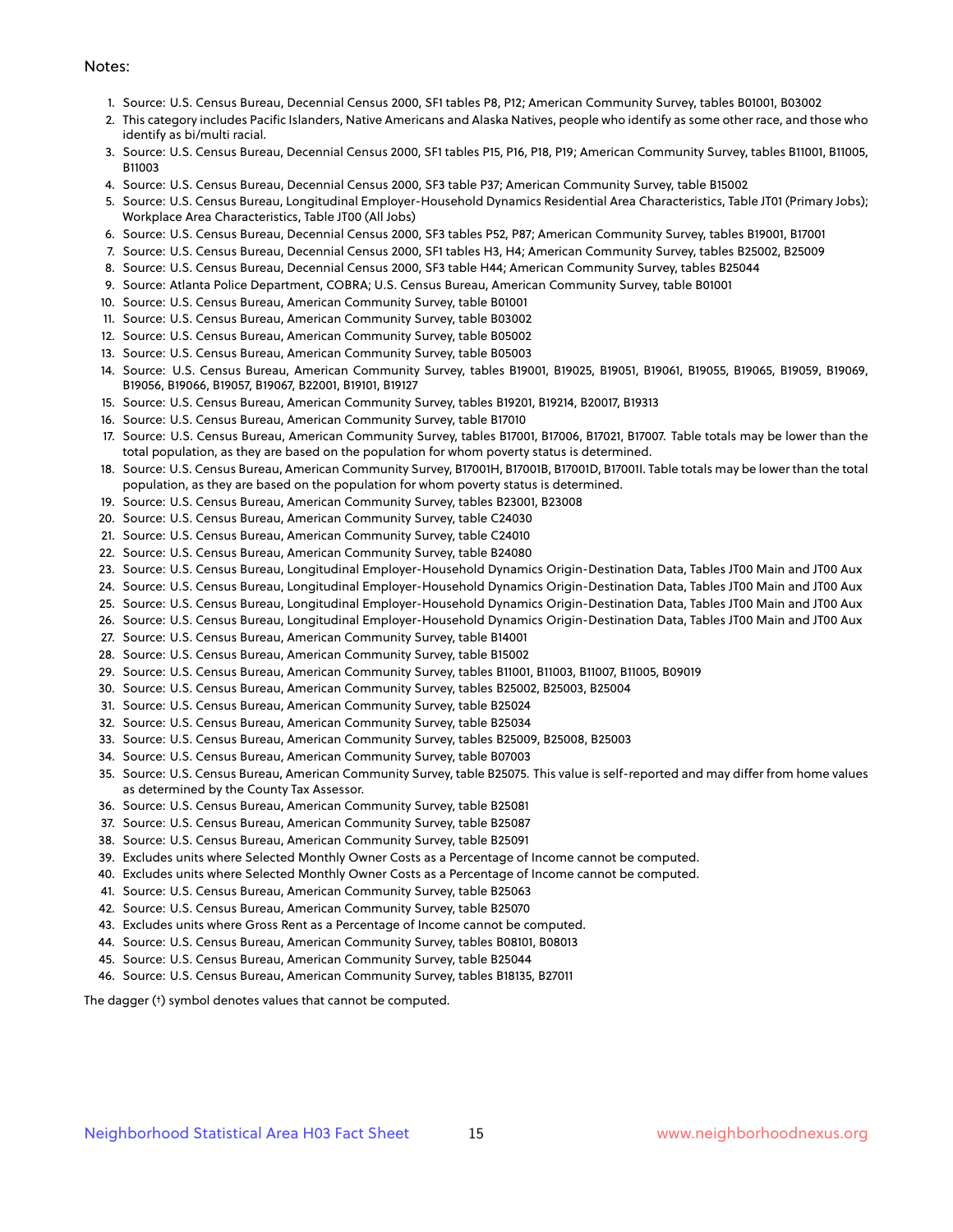Notes:

1. Source: U.S. Census Bureau, Decennial Census 2000, SF1 tables P8, P12; American Community Survey, tables B01001, B03002
2. This category includes Pacific Islanders, Native Americans and Alaska Natives, people who identify as some other race, and those who identify as bi/multi racial.
3. Source: U.S. Census Bureau, Decennial Census 2000, SF1 tables P15, P16, P18, P19; American Community Survey, tables B11001, B11005, B11003
4. Source: U.S. Census Bureau, Decennial Census 2000, SF3 table P37; American Community Survey, table B15002
5. Source: U.S. Census Bureau, Longitudinal Employer-Household Dynamics Residential Area Characteristics, Table JT01 (Primary Jobs); Workplace Area Characteristics, Table JT00 (All Jobs)
6. Source: U.S. Census Bureau, Decennial Census 2000, SF3 tables P52, P87; American Community Survey, tables B19001, B17001
7. Source: U.S. Census Bureau, Decennial Census 2000, SF1 tables H3, H4; American Community Survey, tables B25002, B25009
8. Source: U.S. Census Bureau, Decennial Census 2000, SF3 table H44; American Community Survey, tables B25044
9. Source: Atlanta Police Department, COBRA; U.S. Census Bureau, American Community Survey, table B01001
10. Source: U.S. Census Bureau, American Community Survey, table B01001
11. Source: U.S. Census Bureau, American Community Survey, table B03002
12. Source: U.S. Census Bureau, American Community Survey, table B05002
13. Source: U.S. Census Bureau, American Community Survey, table B05003
14. Source: U.S. Census Bureau, American Community Survey, tables B19001, B19025, B19051, B19061, B19055, B19065, B19059, B19069, B19056, B19066, B19057, B19067, B22001, B19101, B19127
15. Source: U.S. Census Bureau, American Community Survey, tables B19201, B19214, B20017, B19313
16. Source: U.S. Census Bureau, American Community Survey, table B17010
17. Source: U.S. Census Bureau, American Community Survey, tables B17001, B17006, B17021, B17007. Table totals may be lower than the total population, as they are based on the population for whom poverty status is determined.
18. Source: U.S. Census Bureau, American Community Survey, B17001H, B17001B, B17001D, B17001I. Table totals may be lower than the total population, as they are based on the population for whom poverty status is determined.
19. Source: U.S. Census Bureau, American Community Survey, tables B23001, B23008
20. Source: U.S. Census Bureau, American Community Survey, table C24030
21. Source: U.S. Census Bureau, American Community Survey, table C24010
22. Source: U.S. Census Bureau, American Community Survey, table B24080
23. Source: U.S. Census Bureau, Longitudinal Employer-Household Dynamics Origin-Destination Data, Tables JT00 Main and JT00 Aux
24. Source: U.S. Census Bureau, Longitudinal Employer-Household Dynamics Origin-Destination Data, Tables JT00 Main and JT00 Aux
25. Source: U.S. Census Bureau, Longitudinal Employer-Household Dynamics Origin-Destination Data, Tables JT00 Main and JT00 Aux
26. Source: U.S. Census Bureau, Longitudinal Employer-Household Dynamics Origin-Destination Data, Tables JT00 Main and JT00 Aux
27. Source: U.S. Census Bureau, American Community Survey, table B14001
28. Source: U.S. Census Bureau, American Community Survey, table B15002
29. Source: U.S. Census Bureau, American Community Survey, tables B11001, B11003, B11007, B11005, B09019
30. Source: U.S. Census Bureau, American Community Survey, tables B25002, B25003, B25004
31. Source: U.S. Census Bureau, American Community Survey, table B25024
32. Source: U.S. Census Bureau, American Community Survey, table B25034
33. Source: U.S. Census Bureau, American Community Survey, tables B25009, B25008, B25003
34. Source: U.S. Census Bureau, American Community Survey, table B07003
35. Source: U.S. Census Bureau, American Community Survey, table B25075. This value is self-reported and may differ from home values as determined by the County Tax Assessor.
36. Source: U.S. Census Bureau, American Community Survey, table B25081
37. Source: U.S. Census Bureau, American Community Survey, table B25087
38. Source: U.S. Census Bureau, American Community Survey, table B25091
39. Excludes units where Selected Monthly Owner Costs as a Percentage of Income cannot be computed.
40. Excludes units where Selected Monthly Owner Costs as a Percentage of Income cannot be computed.
41. Source: U.S. Census Bureau, American Community Survey, table B25063
42. Source: U.S. Census Bureau, American Community Survey, table B25070
43. Excludes units where Gross Rent as a Percentage of Income cannot be computed.
44. Source: U.S. Census Bureau, American Community Survey, tables B08101, B08013
45. Source: U.S. Census Bureau, American Community Survey, table B25044
46. Source: U.S. Census Bureau, American Community Survey, tables B18135, B27011

The dagger (†) symbol denotes values that cannot be computed.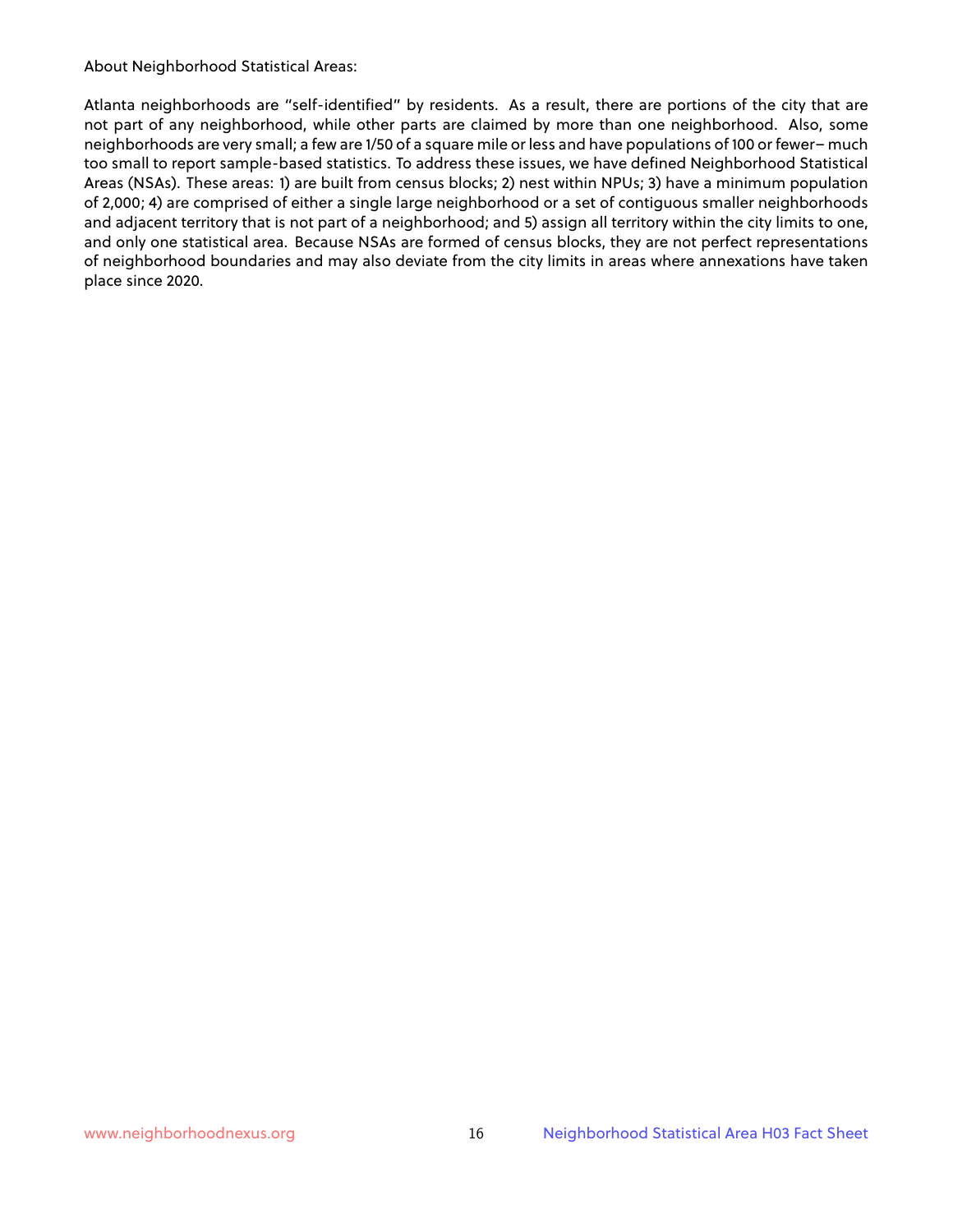About Neighborhood Statistical Areas:

Atlanta neighborhoods are "self-identified" by residents. As a result, there are portions of the city that are not part of any neighborhood, while other parts are claimed by more than one neighborhood. Also, some neighborhoods are very small; a few are 1/50 of a square mile or less and have populations of 100 or fewer– much too small to report sample-based statistics. To address these issues, we have defined Neighborhood Statistical Areas (NSAs). These areas: 1) are built from census blocks; 2) nest within NPUs; 3) have a minimum population of 2,000; 4) are comprised of either a single large neighborhood or a set of contiguous smaller neighborhoods and adjacent territory that is not part of a neighborhood; and 5) assign all territory within the city limits to one, and only one statistical area. Because NSAs are formed of census blocks, they are not perfect representations of neighborhood boundaries and may also deviate from the city limits in areas where annexations have taken place since 2020.